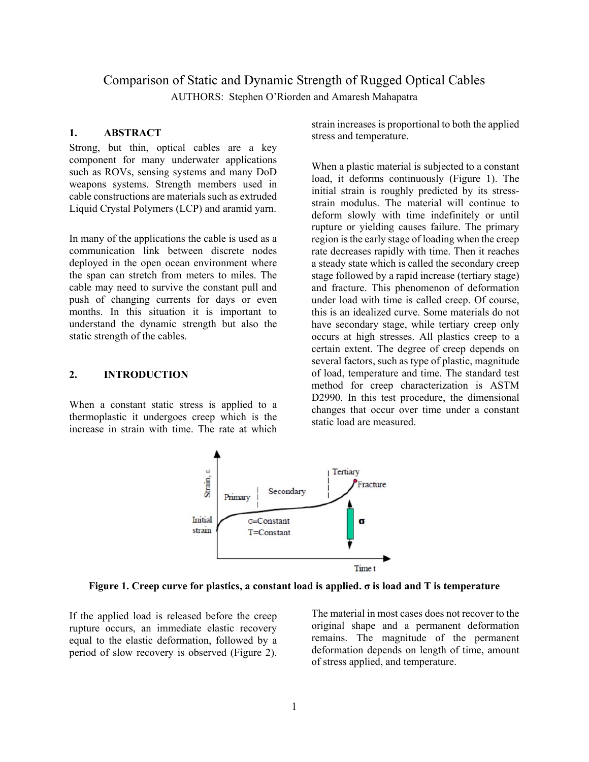# Comparison of Static and Dynamic Strength of Rugged Optical Cables

AUTHORS: Stephen O'Riorden and Amaresh Mahapatra

## 1. ABSTRACT

Strong, but thin, optical cables are a key component for many underwater applications such as ROVs, sensing systems and many DoD weapons systems. Strength members used in cable constructions are materials such as extruded Liquid Crystal Polymers (LCP) and aramid yarn.

In many of the applications the cable is used as a communication link between discrete nodes deployed in the open ocean environment where the span can stretch from meters to miles. The cable may need to survive the constant pull and push of changing currents for days or even months. In this situation it is important to understand the dynamic strength but also the static strength of the cables.

## 2. INTRODUCTION

When a constant static stress is applied to a thermoplastic it undergoes creep which is the increase in strain with time. The rate at which strain increases is proportional to both the applied stress and temperature.

When a plastic material is subjected to a constant load, it deforms continuously (Figure 1). The initial strain is roughly predicted by its stress-strain modulus. The material will continue to deform slowly with time indefinitely or until rupture or yielding causes failure. The primary region is the early stage of loading when the creep rate decreases rapidly with time. Then it reaches a steady state which is called the secondary creep stage followed by a rapid increase (tertiary stage) and fracture. This phenomenon of deformation under load with time is called creep. Of course, this is an idealized curve. Some materials do not have secondary stage, while tertiary creep only occurs at high stresses. All plastics creep to a certain extent. The degree of creep depends on several factors, such as type of plastic, magnitude of load, temperature and time. The standard test method for creep characterization is ASTM D2990. In this test procedure, the dimensional changes that occur over time under a constant static load are measured.

**Figure 1. Creep curve for plastics, a constant load is applied. σ is load and T is temperature**

If the applied load is released before the creep rupture occurs, an immediate elastic recovery equal to the elastic deformation, followed by a period of slow recovery is observed (Figure 2). The material in most cases does not recover to the original shape and a permanent deformation remains. The magnitude of the permanent deformation depends on length of time, amount of stress applied, and temperature.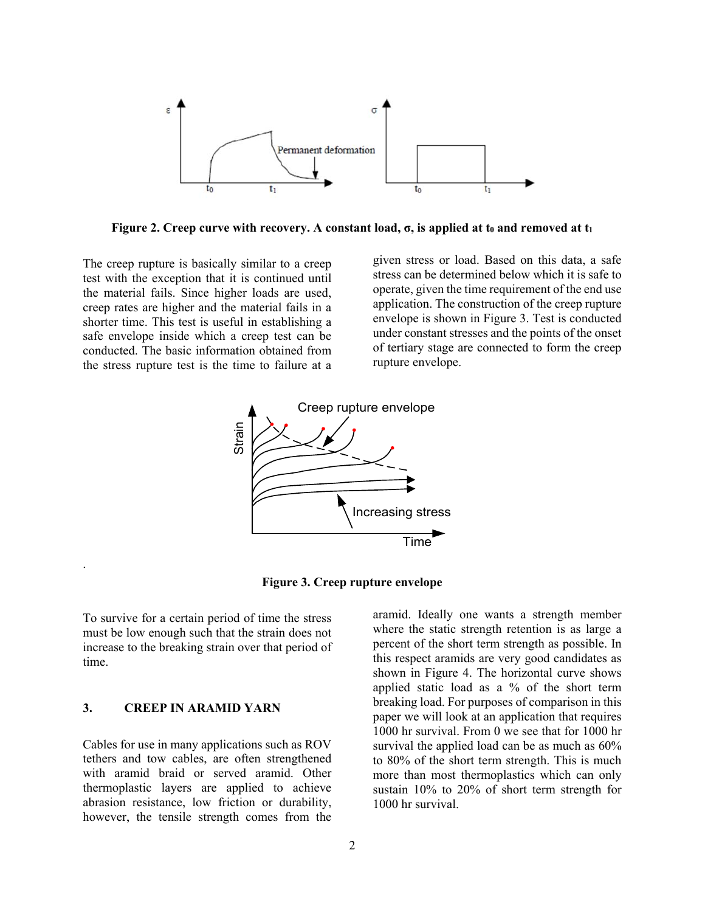**Figure 2. Creep curve with recovery. A constant load, σ, is applied at $t_0$ and removed at $t_1$**

The creep rupture is basically similar to a creep test with the exception that it is continued until the material fails. Since higher loads are used, creep rates are higher and the material fails in a shorter time. This test is useful in establishing a safe envelope inside which a creep test can be conducted. The basic information obtained from the stress rupture test is the time to failure at a given stress or load. Based on this data, a safe stress can be determined below which it is safe to operate, given the time requirement of the end use application. The construction of the creep rupture envelope is shown in Figure 3. Test is conducted under constant stresses and the points of the onset of tertiary stage are connected to form the creep rupture envelope.

**Figure 3. Creep rupture envelope**

To survive for a certain period of time the stress must be low enough such that the strain does not increase to the breaking strain over that period of time.

## 3. CREEP IN ARAMID YARN

Cables for use in many applications such as ROV tethers and tow cables, are often strengthened with aramid braid or served aramid. Other thermoplastic layers are applied to achieve abrasion resistance, low friction or durability, however, the tensile strength comes from the aramid. Ideally one wants a strength member where the static strength retention is as large a percent of the short term strength as possible. In this respect aramids are very good candidates as shown in Figure 4. The horizontal curve shows applied static load as a % of the short term breaking load. For purposes of comparison in this paper we will look at an application that requires 1000 hr survival. From 0 we see that for 1000 hr survival the applied load can be as much as 60% to 80% of the short term strength. This is much more than most thermoplastics which can only sustain 10% to 20% of short term strength for 1000 hr survival.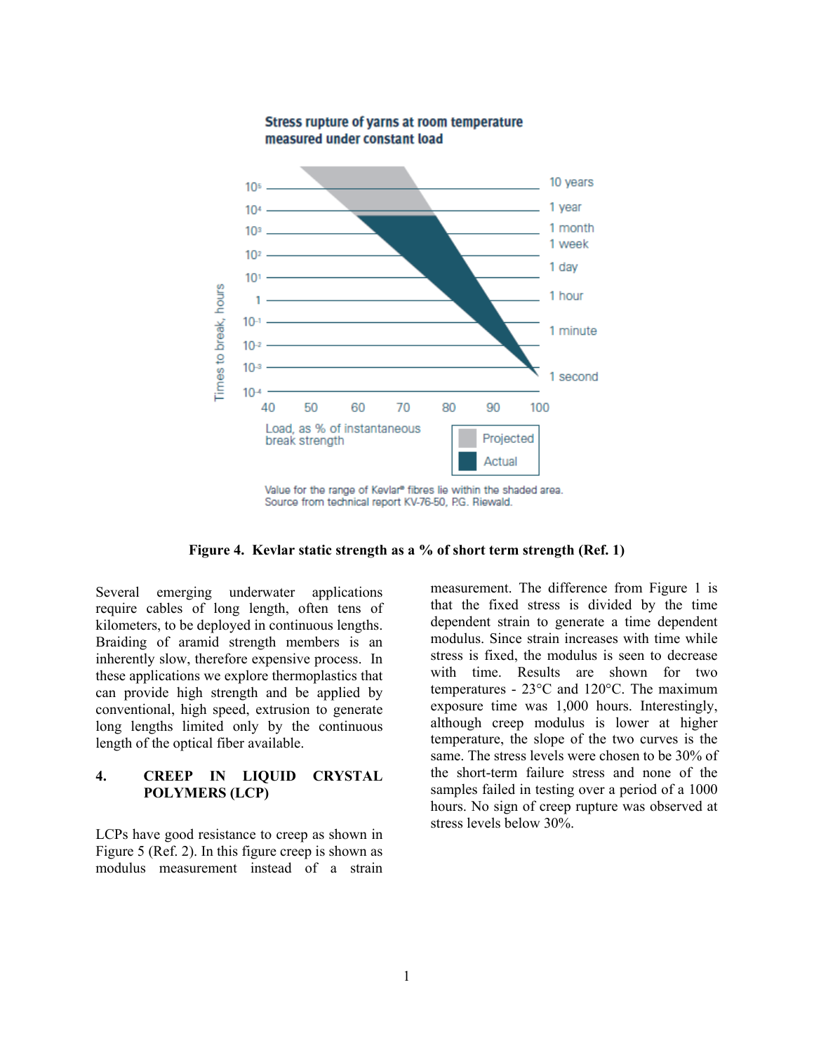Stress rupture of yarns at room temperature measured under constant load

Value for the range of Kevlar® fibres lie within the shaded area.
Source from technical report KV-76-50, P.G. Riewald.

**Figure 4. Kevlar static strength as a % of short term strength (Ref. 1)**

Several emerging underwater applications require cables of long length, often tens of kilometers, to be deployed in continuous lengths. Braiding of aramid strength members is an inherently slow, therefore expensive process. In these applications we explore thermoplastics that can provide high strength and be applied by conventional, high speed, extrusion to generate long lengths limited only by the continuous length of the optical fiber available.

## 4. CREEP IN LIQUID CRYSTAL POLYMERS (LCP)

LCPs have good resistance to creep as shown in Figure 5 (Ref. 2). In this figure creep is shown as modulus measurement instead of a strain measurement. The difference from Figure 1 is that the fixed stress is divided by the time dependent strain to generate a time dependent modulus. Since strain increases with time while stress is fixed, the modulus is seen to decrease with time. Results are shown for two temperatures - 23°C and 120°C. The maximum exposure time was 1,000 hours. Interestingly, although creep modulus is lower at higher temperature, the slope of the two curves is the same. The stress levels were chosen to be 30% of the short-term failure stress and none of the samples failed in testing over a period of a 1000 hours. No sign of creep rupture was observed at stress levels below 30%.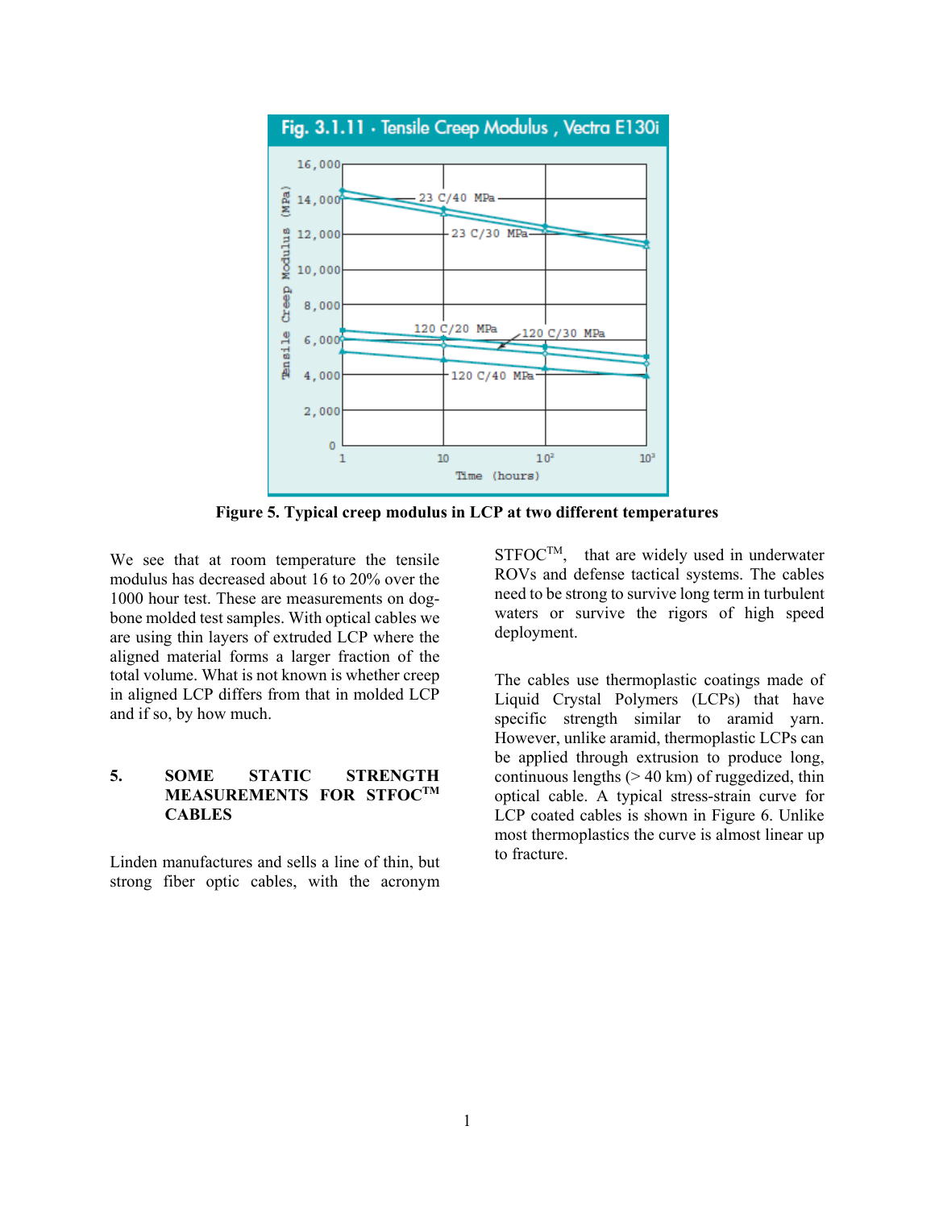Figure 5. Typical creep modulus in LCP at two different temperatures

We see that at room temperature the tensile modulus has decreased about 16 to 20% over the 1000 hour test. These are measurements on dog-bone molded test samples. With optical cables we are using thin layers of extruded LCP where the aligned material forms a larger fraction of the total volume. What is not known is whether creep in aligned LCP differs from that in molded LCP and if so, by how much.

## 5. SOME STATIC STRENGTH MEASUREMENTS FOR STFOC™ CABLES

Linden manufactures and sells a line of thin, but strong fiber optic cables, with the acronym STFOC™, that are widely used in underwater ROVs and defense tactical systems. The cables need to be strong to survive long term in turbulent waters or survive the rigors of high speed deployment.

The cables use thermoplastic coatings made of Liquid Crystal Polymers (LCPs) that have specific strength similar to aramid yarn. However, unlike aramid, thermoplastic LCPs can be applied through extrusion to produce long, continuous lengths (> 40 km) of ruggedized, thin optical cable. A typical stress-strain curve for LCP coated cables is shown in Figure 6. Unlike most thermoplastics the curve is almost linear up to fracture.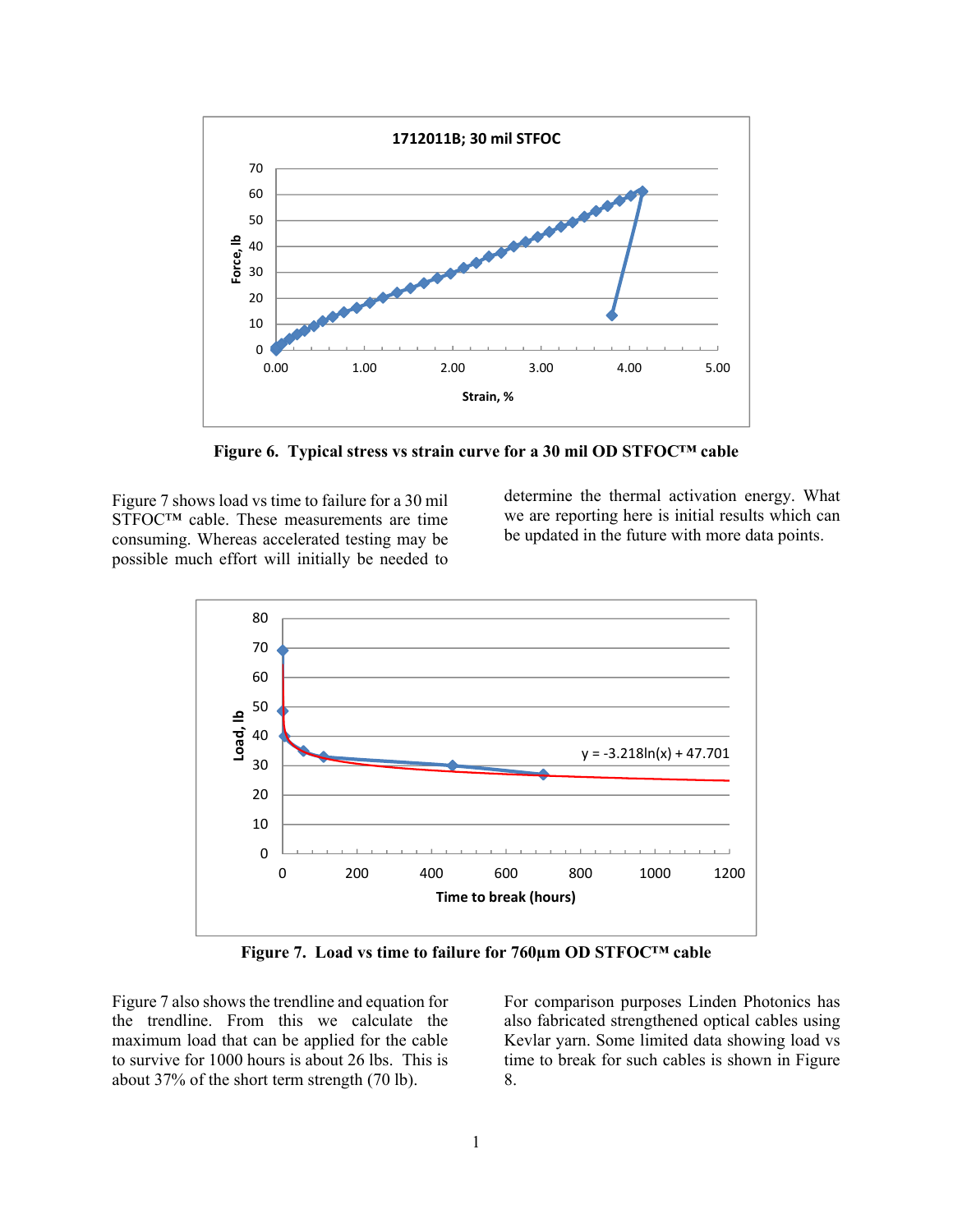Figure 6. Typical stress vs strain curve for a 30 mil OD STFOC™ cable

Figure 7 shows load vs time to failure for a 30 mil STFOC™ cable. These measurements are time consuming. Whereas accelerated testing may be possible much effort will initially be needed to determine the thermal activation energy. What we are reporting here is initial results which can be updated in the future with more data points.

Figure 7. Load vs time to failure for 760µm OD STFOC™ cable

Figure 7 also shows the trendline and equation for the trendline. From this we calculate the maximum load that can be applied for the cable to survive for 1000 hours is about 26 lbs. This is about 37% of the short term strength (70 lb).

For comparison purposes Linden Photonics has also fabricated strengthened optical cables using Kevlar yarn. Some limited data showing load vs time to break for such cables is shown in Figure 8.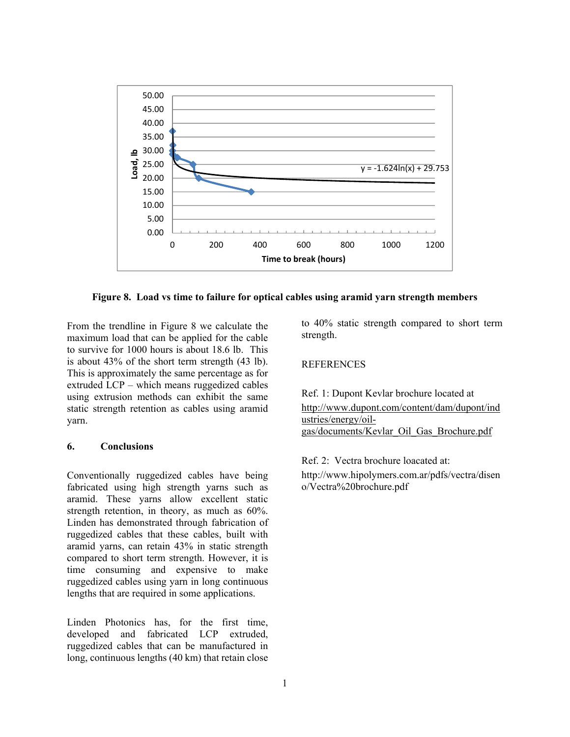50.00
45.00
40.00
35.00
30.00
25.00
20.00
15.00
10.00
5.00
0.00

Load, lb

0 200 400 600 800 1000 1200

Time to break (hours)

y = -1.624ln(x) + 29.753

**Figure 8. Load vs time to failure for optical cables using aramid yarn strength members**

From the trendline in Figure 8 we calculate the maximum load that can be applied for the cable to survive for 1000 hours is about 18.6 lb. This is about 43% of the short term strength (43 lb). This is approximately the same percentage as for extruded LCP – which means ruggedized cables using extrusion methods can exhibit the same static strength retention as cables using aramid yarn.

## 6. Conclusions

Conventionally ruggedized cables have being fabricated using high strength yarns such as aramid. These yarns allow excellent static strength retention, in theory, as much as 60%. Linden has demonstrated through fabrication of ruggedized cables that these cables, built with aramid yarns, can retain 43% in static strength compared to short term strength. However, it is time consuming and expensive to make ruggedized cables using yarn in long continuous lengths that are required in some applications.

Linden Photonics has, for the first time, developed and fabricated LCP extruded, ruggedized cables that can be manufactured in long, continuous lengths (40 km) that retain close to 40% static strength compared to short term strength.

## REFERENCES

Ref. 1: Dupont Kevlar brochure located at http://www.dupont.com/content/dam/dupont/industries/energy/oil-gas/documents/Kevlar_Oil_Gas_Brochure.pdf

Ref. 2: Vectra brochure loacated at: http://www.hipolymers.com.ar/pdfs/vectra/diseno/Vectra%20brochure.pdf